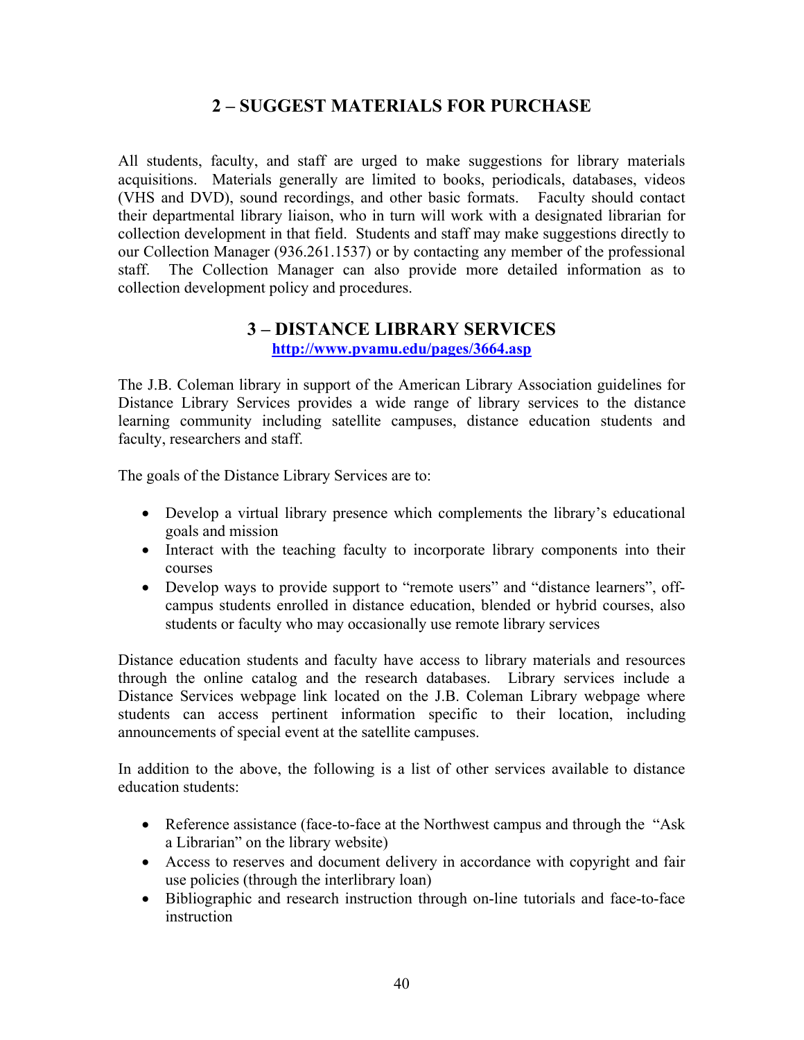## 2 – SUGGEST MATERIALS FOR PURCHASE

All students, faculty, and staff are urged to make suggestions for library materials acquisitions. Materials generally are limited to books, periodicals, databases, videos (VHS and DVD), sound recordings, and other basic formats. Faculty should contact their departmental library liaison, who in turn will work with a designated librarian for collection development in that field. Students and staff may make suggestions directly to our Collection Manager (936.261.1537) or by contacting any member of the professional staff. The Collection Manager can also provide more detailed information as to collection development policy and procedures.

## 3 – DISTANCE LIBRARY SERVICES

**http://www.pvamu.edu/pages/3664.asp**

The J.B. Coleman library in support of the American Library Association guidelines for Distance Library Services provides a wide range of library services to the distance learning community including satellite campuses, distance education students and faculty, researchers and staff.

The goals of the Distance Library Services are to:

- Develop a virtual library presence which complements the library's educational goals and mission
- Interact with the teaching faculty to incorporate library components into their courses
- Develop ways to provide support to "remote users" and "distance learners", off-campus students enrolled in distance education, blended or hybrid courses, also students or faculty who may occasionally use remote library services

Distance education students and faculty have access to library materials and resources through the online catalog and the research databases. Library services include a Distance Services webpage link located on the J.B. Coleman Library webpage where students can access pertinent information specific to their location, including announcements of special event at the satellite campuses.

In addition to the above, the following is a list of other services available to distance education students:

- Reference assistance (face-to-face at the Northwest campus and through the "Ask a Librarian" on the library website)
- Access to reserves and document delivery in accordance with copyright and fair use policies (through the interlibrary loan)
- Bibliographic and research instruction through on-line tutorials and face-to-face instruction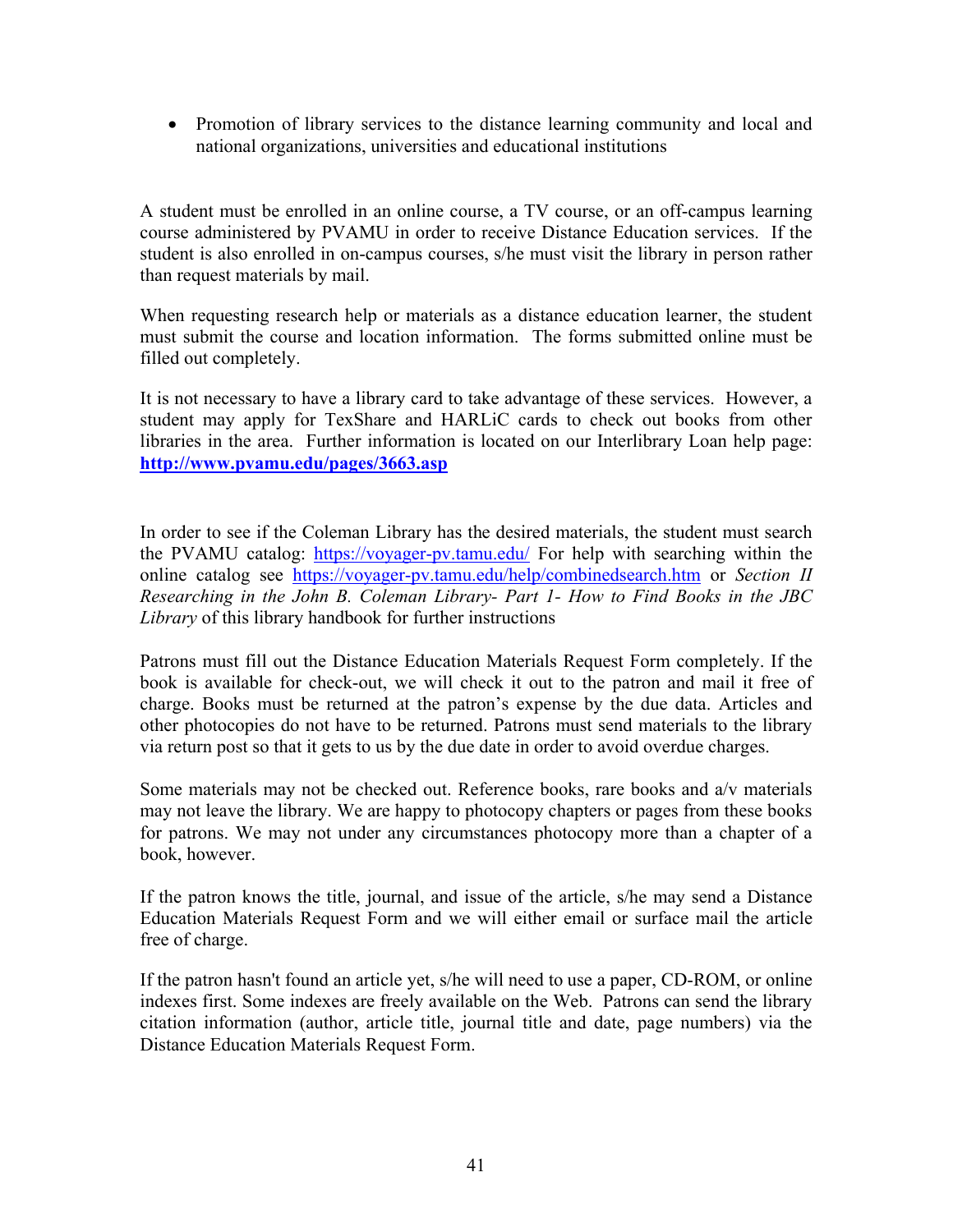- Promotion of library services to the distance learning community and local and national organizations, universities and educational institutions

A student must be enrolled in an online course, a TV course, or an off-campus learning course administered by PVAMU in order to receive Distance Education services. If the student is also enrolled in on-campus courses, s/he must visit the library in person rather than request materials by mail.

When requesting research help or materials as a distance education learner, the student must submit the course and location information. The forms submitted online must be filled out completely.

It is not necessary to have a library card to take advantage of these services. However, a student may apply for TexShare and HARLiC cards to check out books from other libraries in the area. Further information is located on our Interlibrary Loan help page: **http://www.pvamu.edu/pages/3663.asp**

In order to see if the Coleman Library has the desired materials, the student must search the PVAMU catalog: https://voyager-pv.tamu.edu/ For help with searching within the online catalog see https://voyager-pv.tamu.edu/help/combinedsearch.htm or *Section II Researching in the John B. Coleman Library- Part 1- How to Find Books in the JBC Library* of this library handbook for further instructions

Patrons must fill out the Distance Education Materials Request Form completely. If the book is available for check-out, we will check it out to the patron and mail it free of charge. Books must be returned at the patron's expense by the due data. Articles and other photocopies do not have to be returned. Patrons must send materials to the library via return post so that it gets to us by the due date in order to avoid overdue charges.

Some materials may not be checked out. Reference books, rare books and a/v materials may not leave the library. We are happy to photocopy chapters or pages from these books for patrons. We may not under any circumstances photocopy more than a chapter of a book, however.

If the patron knows the title, journal, and issue of the article, s/he may send a Distance Education Materials Request Form and we will either email or surface mail the article free of charge.

If the patron hasn't found an article yet, s/he will need to use a paper, CD-ROM, or online indexes first. Some indexes are freely available on the Web. Patrons can send the library citation information (author, article title, journal title and date, page numbers) via the Distance Education Materials Request Form.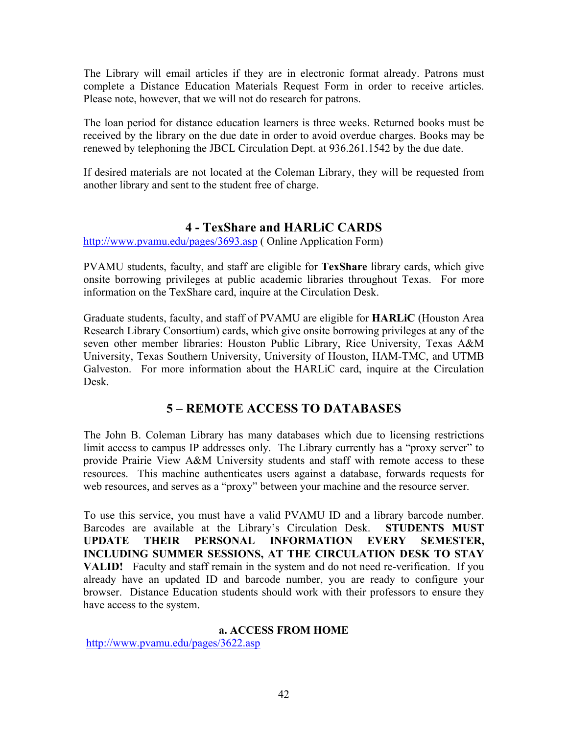The Library will email articles if they are in electronic format already. Patrons must complete a Distance Education Materials Request Form in order to receive articles. Please note, however, that we will not do research for patrons.

The loan period for distance education learners is three weeks. Returned books must be received by the library on the due date in order to avoid overdue charges. Books may be renewed by telephoning the JBCL Circulation Dept. at 936.261.1542 by the due date.

If desired materials are not located at the Coleman Library, they will be requested from another library and sent to the student free of charge.

## 4 - TexShare and HARLiC CARDS

http://www.pvamu.edu/pages/3693.asp ( Online Application Form)

PVAMU students, faculty, and staff are eligible for **TexShare** library cards, which give onsite borrowing privileges at public academic libraries throughout Texas. For more information on the TexShare card, inquire at the Circulation Desk.

Graduate students, faculty, and staff of PVAMU are eligible for **HARLiC** (Houston Area Research Library Consortium) cards, which give onsite borrowing privileges at any of the seven other member libraries: Houston Public Library, Rice University, Texas A&M University, Texas Southern University, University of Houston, HAM-TMC, and UTMB Galveston. For more information about the HARLiC card, inquire at the Circulation Desk.

## 5 – REMOTE ACCESS TO DATABASES

The John B. Coleman Library has many databases which due to licensing restrictions limit access to campus IP addresses only. The Library currently has a "proxy server" to provide Prairie View A&M University students and staff with remote access to these resources. This machine authenticates users against a database, forwards requests for web resources, and serves as a "proxy" between your machine and the resource server.

To use this service, you must have a valid PVAMU ID and a library barcode number. Barcodes are available at the Library's Circulation Desk. **STUDENTS MUST UPDATE THEIR PERSONAL INFORMATION EVERY SEMESTER, INCLUDING SUMMER SESSIONS, AT THE CIRCULATION DESK TO STAY VALID!** Faculty and staff remain in the system and do not need re-verification. If you already have an updated ID and barcode number, you are ready to configure your browser. Distance Education students should work with their professors to ensure they have access to the system.

### a. ACCESS FROM HOME

http://www.pvamu.edu/pages/3622.asp